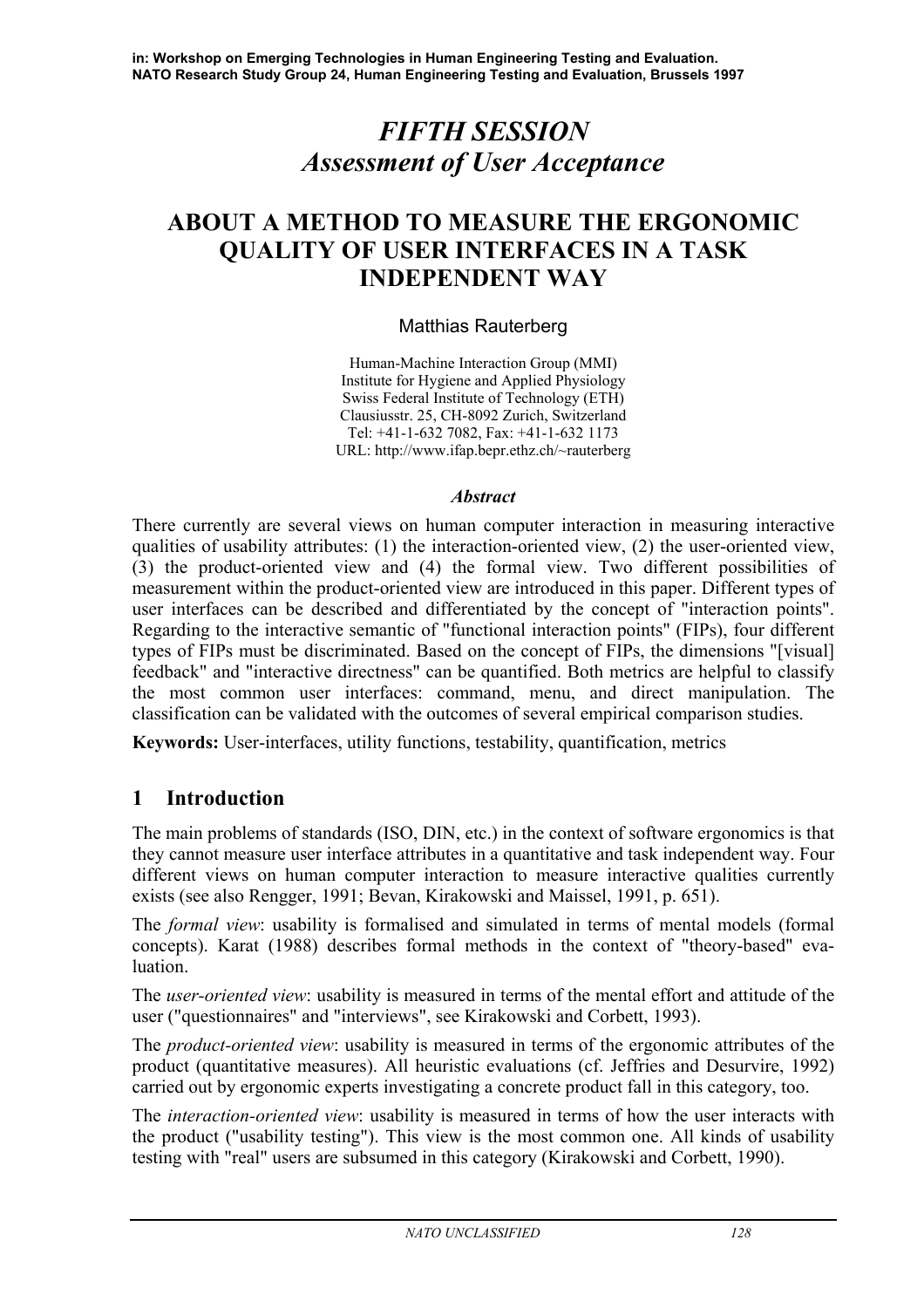in: Workshop on Emerging Technologies in Human Engineering Testing and Evaluation.
NATO Research Study Group 24, Human Engineering Testing and Evaluation, Brussels 1997

# *FIFTH SESSION*
# *Assessment of User Acceptance*

# ABOUT A METHOD TO MEASURE THE ERGONOMIC QUALITY OF USER INTERFACES IN A TASK INDEPENDENT WAY

Matthias Rauterberg

Human-Machine Interaction Group (MMI)
Institute for Hygiene and Applied Physiology
Swiss Federal Institute of Technology (ETH)
Clausiusstr. 25, CH-8092 Zurich, Switzerland
Tel: +41-1-632 7082, Fax: +41-1-632 1173
URL: http://www.ifap.bepr.ethz.ch/~rauterberg

***Abstract***

There currently are several views on human computer interaction in measuring interactive qualities of usability attributes: (1) the interaction-oriented view, (2) the user-oriented view, (3) the product-oriented view and (4) the formal view. Two different possibilities of measurement within the product-oriented view are introduced in this paper. Different types of user interfaces can be described and differentiated by the concept of "interaction points". Regarding to the interactive semantic of "functional interaction points" (FIPs), four different types of FIPs must be discriminated. Based on the concept of FIPs, the dimensions "[visual] feedback" and "interactive directness" can be quantified. Both metrics are helpful to classify the most common user interfaces: command, menu, and direct manipulation. The classification can be validated with the outcomes of several empirical comparison studies.

**Keywords:** User-interfaces, utility functions, testability, quantification, metrics

## 1 Introduction

The main problems of standards (ISO, DIN, etc.) in the context of software ergonomics is that they cannot measure user interface attributes in a quantitative and task independent way. Four different views on human computer interaction to measure interactive qualities currently exists (see also Rengger, 1991; Bevan, Kirakowski and Maissel, 1991, p. 651).

The *formal view*: usability is formalised and simulated in terms of mental models (formal concepts). Karat (1988) describes formal methods in the context of "theory-based" evaluation.

The *user-oriented view*: usability is measured in terms of the mental effort and attitude of the user ("questionnaires" and "interviews", see Kirakowski and Corbett, 1993).

The *product-oriented view*: usability is measured in terms of the ergonomic attributes of the product (quantitative measures). All heuristic evaluations (cf. Jeffries and Desurvire, 1992) carried out by ergonomic experts investigating a concrete product fall in this category, too.

The *interaction-oriented view*: usability is measured in terms of how the user interacts with the product ("usability testing"). This view is the most common one. All kinds of usability testing with "real" users are subsumed in this category (Kirakowski and Corbett, 1990).

*NATO UNCLASSIFIED*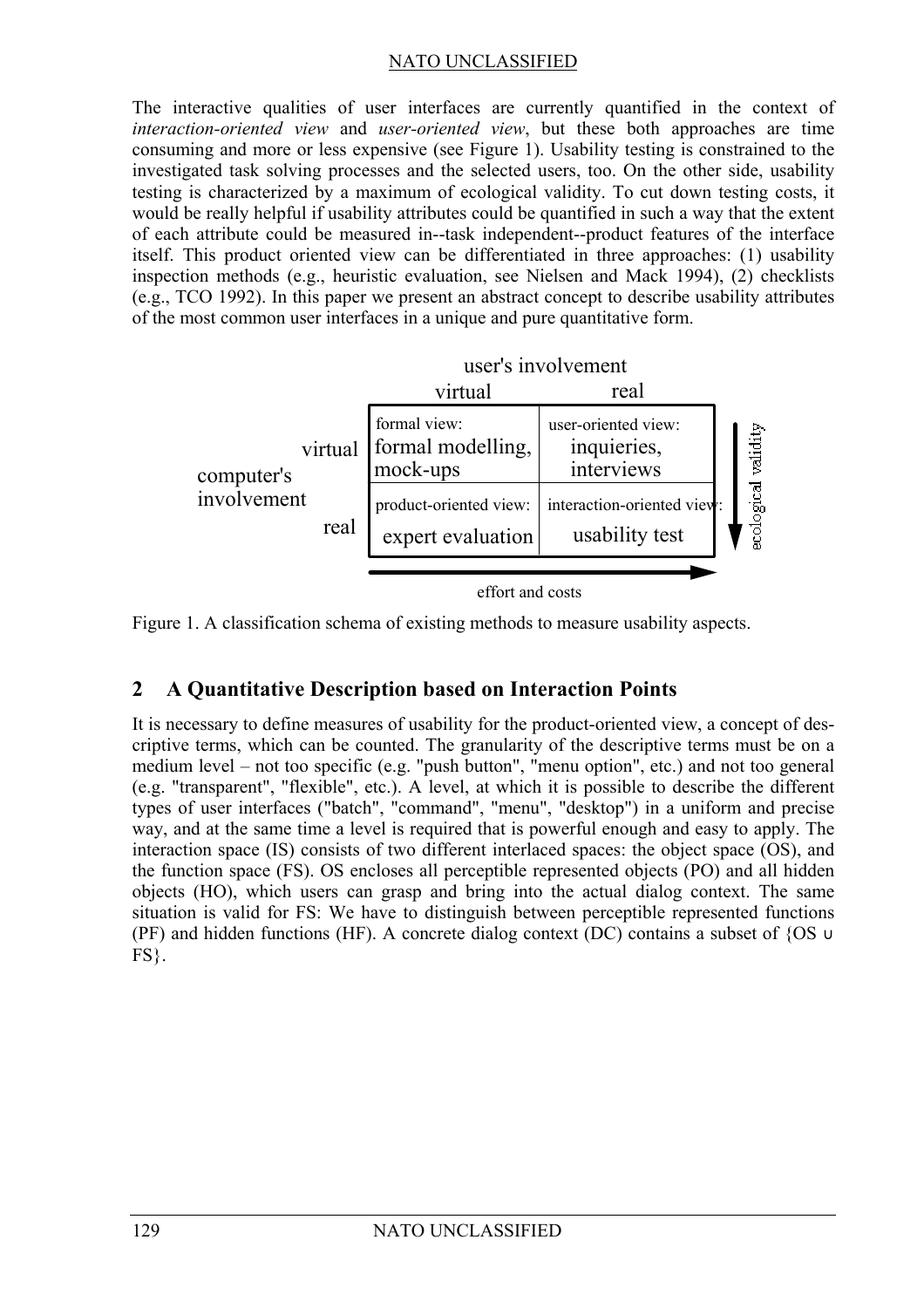The interactive qualities of user interfaces are currently quantified in the context of *interaction-oriented view* and *user-oriented view*, but these both approaches are time consuming and more or less expensive (see Figure 1). Usability testing is constrained to the investigated task solving processes and the selected users, too. On the other side, usability testing is characterized by a maximum of ecological validity. To cut down testing costs, it would be really helpful if usability attributes could be quantified in such a way that the extent of each attribute could be measured in--task independent--product features of the interface itself. This product oriented view can be differentiated in three approaches: (1) usability inspection methods (e.g., heuristic evaluation, see Nielsen and Mack 1994), (2) checklists (e.g., TCO 1992). In this paper we present an abstract concept to describe usability attributes of the most common user interfaces in a unique and pure quantitative form.

| | | user's involvement: virtual | user's involvement: real |
|---|---|---|---|
| computer's involvement | virtual | formal view: formal modelling, mock-ups | user-oriented view: inquieries, interviews |
| | real | product-oriented view: expert evaluation | interaction-oriented view: usability test |

(Horizontal arrow: effort and costs; vertical arrow: ecological validity)

Figure 1. A classification schema of existing methods to measure usability aspects.

## 2 A Quantitative Description based on Interaction Points

It is necessary to define measures of usability for the product-oriented view, a concept of descriptive terms, which can be counted. The granularity of the descriptive terms must be on a medium level – not too specific (e.g. "push button", "menu option", etc.) and not too general (e.g. "transparent", "flexible", etc.). A level, at which it is possible to describe the different types of user interfaces ("batch", "command", "menu", "desktop") in a uniform and precise way, and at the same time a level is required that is powerful enough and easy to apply. The interaction space (IS) consists of two different interlaced spaces: the object space (OS), and the function space (FS). OS encloses all perceptible represented objects (PO) and all hidden objects (HO), which users can grasp and bring into the actual dialog context. The same situation is valid for FS: We have to distinguish between perceptible represented functions (PF) and hidden functions (HF). A concrete dialog context (DC) contains a subset of $\{OS \cup FS\}$.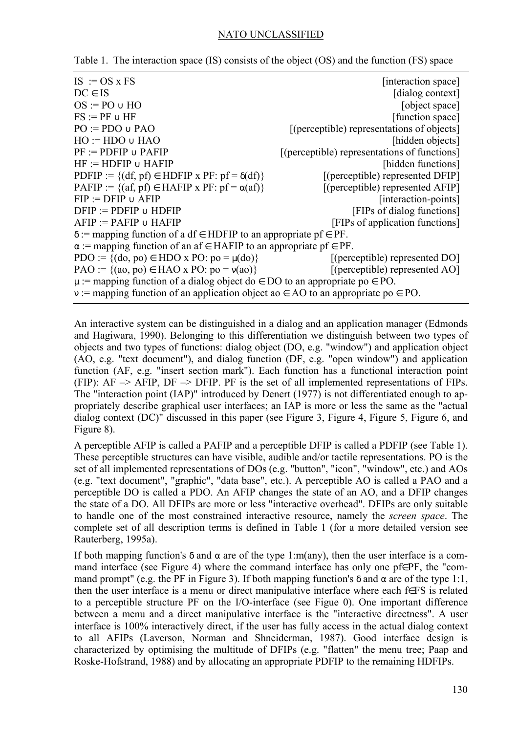Table 1. The interaction space (IS) consists of the object (OS) and the function (FS) space

| Definition | Description |
|---|---|
| $IS := OS \times FS$ | [interaction space] |
| $DC \in IS$ | [dialog context] |
| $OS := PO \cup HO$ | [object space] |
| $FS := PF \cup HF$ | [function space] |
| $PO := PDO \cup PAO$ | [(perceptible) representations of objects] |
| $HO := HDO \cup HAO$ | [hidden objects] |
| $PF := PDFIP \cup PAFIP$ | [(perceptible) representations of functions] |
| $HF := HDFIP \cup HAFIP$ | [hidden functions] |
| $PDFIP := \{(df, pf) \in HDFIP \times PF: pf = \delta(df)\}$ | [(perceptible) represented DFIP] |
| $PAFIP := \{(af, pf) \in HAFIP \times PF: pf = \alpha(af)\}$ | [(perceptible) represented AFIP] |
| $FIP := DFIP \cup AFIP$ | [interaction-points] |
| $DFIP := PDFIP \cup HDFIP$ | [FIPs of dialog functions] |
| $AFIP := PAFIP \cup HAFIP$ | [FIPs of application functions] |
| $\delta :=$ mapping function of a $df \in HDFIP$ to an appropriate $pf \in PF$. | |
| $\alpha :=$ mapping function of an $af \in HAFIP$ to an appropriate $pf \in PF$. | |
| $PDO := \{(do, po) \in HDO \times PO: po = \mu(do)\}$ | [(perceptible) represented DO] |
| $PAO := \{(ao, po) \in HAO \times PO: po = \nu(ao)\}$ | [(perceptible) represented AO] |
| $\mu :=$ mapping function of a dialog object $do \in DO$ to an appropriate $po \in PO$. | |
| $\nu :=$ mapping function of an application object $ao \in AO$ to an appropriate $po \in PO$. | |

An interactive system can be distinguished in a dialog and an application manager (Edmonds and Hagiwara, 1990). Belonging to this differentiation we distinguish between two types of objects and two types of functions: dialog object (DO, e.g. "window") and application object (AO, e.g. "text document"), and dialog function (DF, e.g. "open window") and application function (AF, e.g. "insert section mark"). Each function has a functional interaction point (FIP): AF –> AFIP, DF –> DFIP. PF is the set of all implemented representations of FIPs. The "interaction point (IAP)" introduced by Denert (1977) is not differentiated enough to appropriately describe graphical user interfaces; an IAP is more or less the same as the "actual dialog context (DC)" discussed in this paper (see Figure 3, Figure 4, Figure 5, Figure 6, and Figure 8).

A perceptible AFIP is called a PAFIP and a perceptible DFIP is called a PDFIP (see Table 1). These perceptible structures can have visible, audible and/or tactile representations. PO is the set of all implemented representations of DOs (e.g. "button", "icon", "window", etc.) and AOs (e.g. "text document", "graphic", "data base", etc.). A perceptible AO is called a PAO and a perceptible DO is called a PDO. An AFIP changes the state of an AO, and a DFIP changes the state of a DO. All DFIPs are more or less "interactive overhead". DFIPs are only suitable to handle one of the most constrained interactive resource, namely the *screen space*. The complete set of all description terms is defined in Table 1 (for a more detailed version see Rauterberg, 1995a).

If both mapping function's $\delta$ and $\alpha$ are of the type 1:m(any), then the user interface is a command interface (see Figure 4) where the command interface has only one $pf \in PF$, the "command prompt" (e.g. the PF in Figure 3). If both mapping function's $\delta$ and $\alpha$ are of the type 1:1, then the user interface is a menu or direct manipulative interface where each $f \in FS$ is related to a perceptible structure PF on the I/O-interface (see Figue 0). One important difference between a menu and a direct manipulative interface is the "interactive directness". A user interface is 100% interactively direct, if the user has fully access in the actual dialog context to all AFIPs (Laverson, Norman and Shneiderman, 1987). Good interface design is characterized by optimising the multitude of DFIPs (e.g. "flatten" the menu tree; Paap and Roske-Hofstrand, 1988) and by allocating an appropriate PDFIP to the remaining HDFIPs.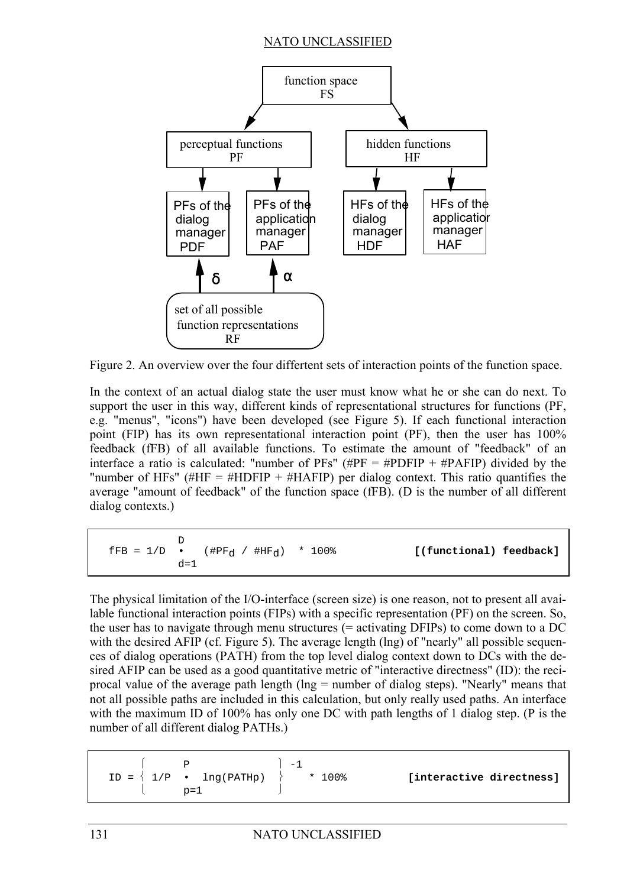Figure 2. An overview over the four differtent sets of interaction points of the function space.

In the context of an actual dialog state the user must know what he or she can do next. To support the user in this way, different kinds of representational structures for functions (PF, e.g. "menus", "icons") have been developed (see Figure 5). If each functional interaction point (FIP) has its own representational interaction point (PF), then the user has 100% feedback (fFB) of all available functions. To estimate the amount of "feedback" of an interface a ratio is calculated: "number of PFs" (#PF = #PDFIP + #PAFIP) divided by the "number of HFs" (#HF = #HDFIP + #HAFIP) per dialog context. This ratio quantifies the average "amount of feedback" of the function space (fFB). (D is the number of all different dialog contexts.)

$$fFB = 1/D \sum_{d=1}^{D} (\#PF_d \,/\, \#HF_d) * 100\% \qquad \textbf{[(functional) feedback]}$$

The physical limitation of the I/O-interface (screen size) is one reason, not to present all available functional interaction points (FIPs) with a specific representation (PF) on the screen. So, the user has to navigate through menu structures (= activating DFIPs) to come down to a DC with the desired AFIP (cf. Figure 5). The average length (lng) of "nearly" all possible sequences of dialog operations (PATH) from the top level dialog context down to DCs with the desired AFIP can be used as a good quantitative metric of "interactive directness" (ID): the reciprocal value of the average path length (lng = number of dialog steps). "Nearly" means that not all possible paths are included in this calculation, but only really used paths. An interface with the maximum ID of 100% has only one DC with path lengths of 1 dialog step. (P is the number of all different dialog PATHs.)

$$ID = \left\{ 1/P \sum_{p=1}^{P} lng(PATH_p) \right\}^{-1} * 100\% \qquad \textbf{[interactive directness]}$$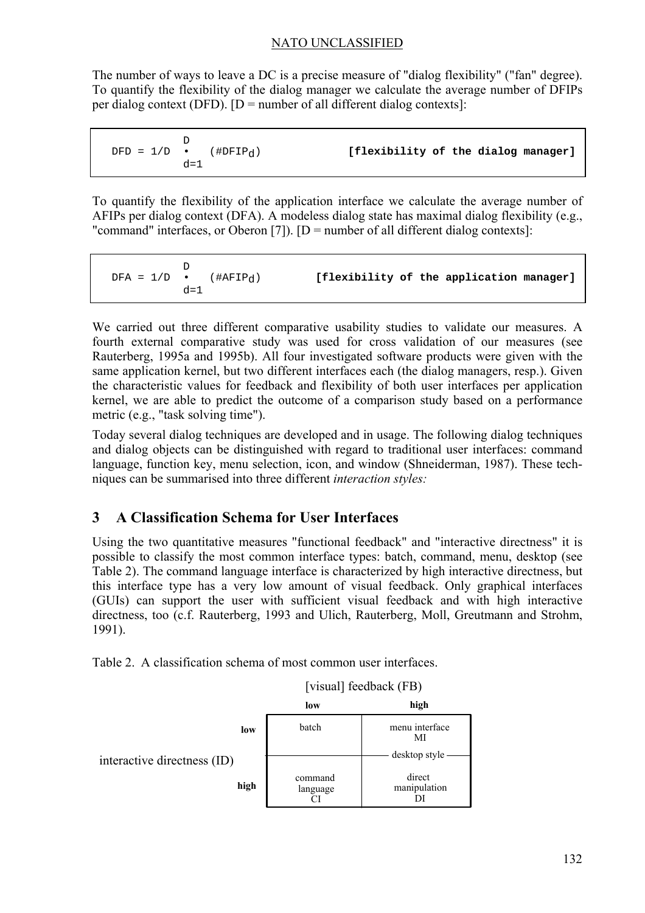The number of ways to leave a DC is a precise measure of "dialog flexibility" ("fan" degree). To quantify the flexibility of the dialog manager we calculate the average number of DFIPs per dialog context (DFD). [D = number of all different dialog contexts]:

$$DFD = 1/D \sum_{d=1}^{D} (\#DFIP_d) \qquad \textbf{[flexibility of the dialog manager]}$$

To quantify the flexibility of the application interface we calculate the average number of AFIPs per dialog context (DFA). A modeless dialog state has maximal dialog flexibility (e.g., "command" interfaces, or Oberon [7]). [D = number of all different dialog contexts]:

$$DFA = 1/D \sum_{d=1}^{D} (\#AFIP_d) \qquad \textbf{[flexibility of the application manager]}$$

We carried out three different comparative usability studies to validate our measures. A fourth external comparative study was used for cross validation of our measures (see Rauterberg, 1995a and 1995b). All four investigated software products were given with the same application kernel, but two different interfaces each (the dialog managers, resp.). Given the characteristic values for feedback and flexibility of both user interfaces per application kernel, we are able to predict the outcome of a comparison study based on a performance metric (e.g., "task solving time").

Today several dialog techniques are developed and in usage. The following dialog techniques and dialog objects can be distinguished with regard to traditional user interfaces: command language, function key, menu selection, icon, and window (Shneiderman, 1987). These techniques can be summarised into three different *interaction styles:*

## 3 A Classification Schema for User Interfaces

Using the two quantitative measures "functional feedback" and "interactive directness" it is possible to classify the most common interface types: batch, command, menu, desktop (see Table 2). The command language interface is characterized by high interactive directness, but this interface type has a very low amount of visual feedback. Only graphical interfaces (GUIs) can support the user with sufficient visual feedback and with high interactive directness, too (c.f. Rauterberg, 1993 and Ulich, Rauterberg, Moll, Greutmann and Strohm, 1991).

Table 2. A classification schema of most common user interfaces.

| | | [visual] feedback (FB) | |
|---|---|---|---|
| | | **low** | **high** |
| interactive directness (ID) | **low** | batch | menu interface MI |
| | | | desktop style |
| | **high** | command language CI | direct manipulation DI |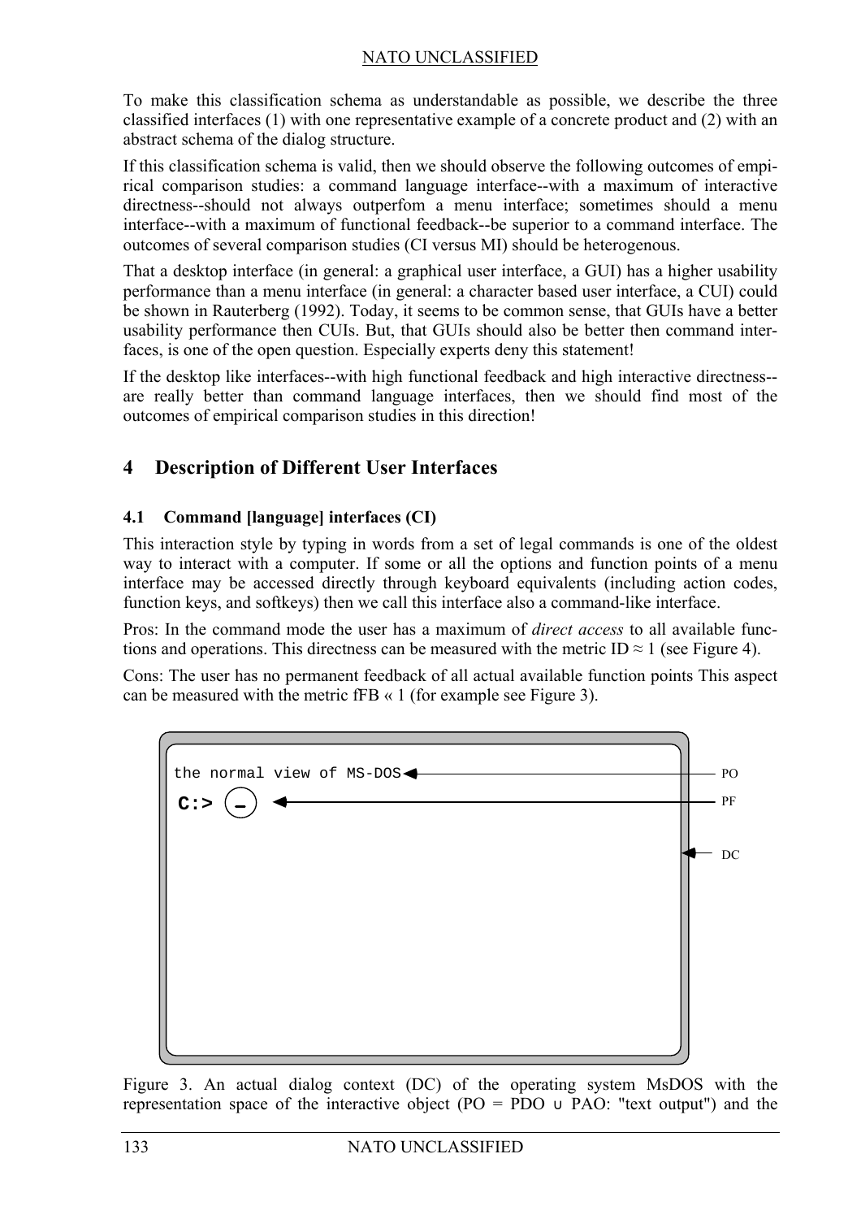To make this classification schema as understandable as possible, we describe the three classified interfaces (1) with one representative example of a concrete product and (2) with an abstract schema of the dialog structure.

If this classification schema is valid, then we should observe the following outcomes of empirical comparison studies: a command language interface--with a maximum of interactive directness--should not always outperfom a menu interface; sometimes should a menu interface--with a maximum of functional feedback--be superior to a command interface. The outcomes of several comparison studies (CI versus MI) should be heterogenous.

That a desktop interface (in general: a graphical user interface, a GUI) has a higher usability performance than a menu interface (in general: a character based user interface, a CUI) could be shown in Rauterberg (1992). Today, it seems to be common sense, that GUIs have a better usability performance then CUIs. But, that GUIs should also be better then command interfaces, is one of the open question. Especially experts deny this statement!

If the desktop like interfaces--with high functional feedback and high interactive directness--are really better than command language interfaces, then we should find most of the outcomes of empirical comparison studies in this direction!

## 4 Description of Different User Interfaces

### 4.1 Command [language] interfaces (CI)

This interaction style by typing in words from a set of legal commands is one of the oldest way to interact with a computer. If some or all the options and function points of a menu interface may be accessed directly through keyboard equivalents (including action codes, function keys, and softkeys) then we call this interface also a command-like interface.

Pros: In the command mode the user has a maximum of *direct access* to all available functions and operations. This directness can be measured with the metric ID ≈ 1 (see Figure 4).

Cons: The user has no permanent feedback of all actual available function points This aspect can be measured with the metric fFB « 1 (for example see Figure 3).

```
the normal view of MS-DOS  <---- PO
C:> (_)                    <---- PF
                           <---- DC
```

Figure 3. An actual dialog context (DC) of the operating system MsDOS with the representation space of the interactive object (PO = PDO ∪ PAO: "text output") and the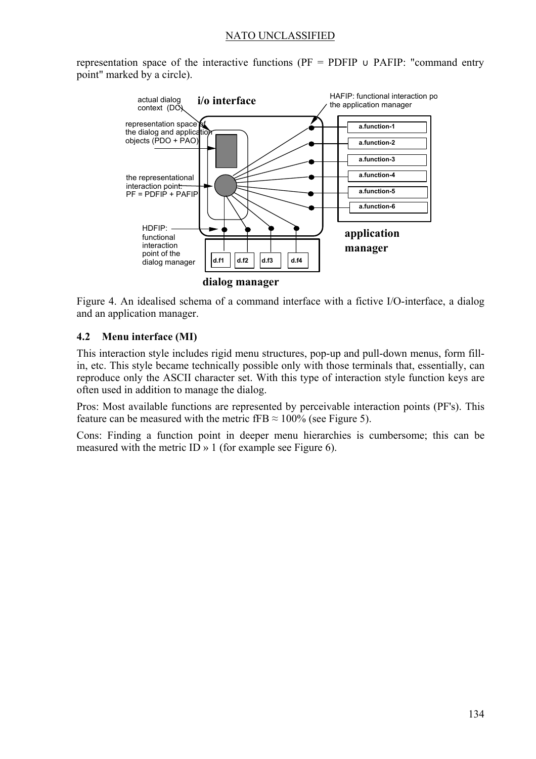representation space of the interactive functions (PF = PDFIP ∪ PAFIP: "command entry point" marked by a circle).

Figure 4. An idealised schema of a command interface with a fictive I/O-interface, a dialog and an application manager.

### 4.2 Menu interface (MI)

This interaction style includes rigid menu structures, pop-up and pull-down menus, form fill-in, etc. This style became technically possible only with those terminals that, essentially, can reproduce only the ASCII character set. With this type of interaction style function keys are often used in addition to manage the dialog.

Pros: Most available functions are represented by perceivable interaction points (PF's). This feature can be measured with the metric fFB ≈ 100% (see Figure 5).

Cons: Finding a function point in deeper menu hierarchies is cumbersome; this can be measured with the metric ID » 1 (for example see Figure 6).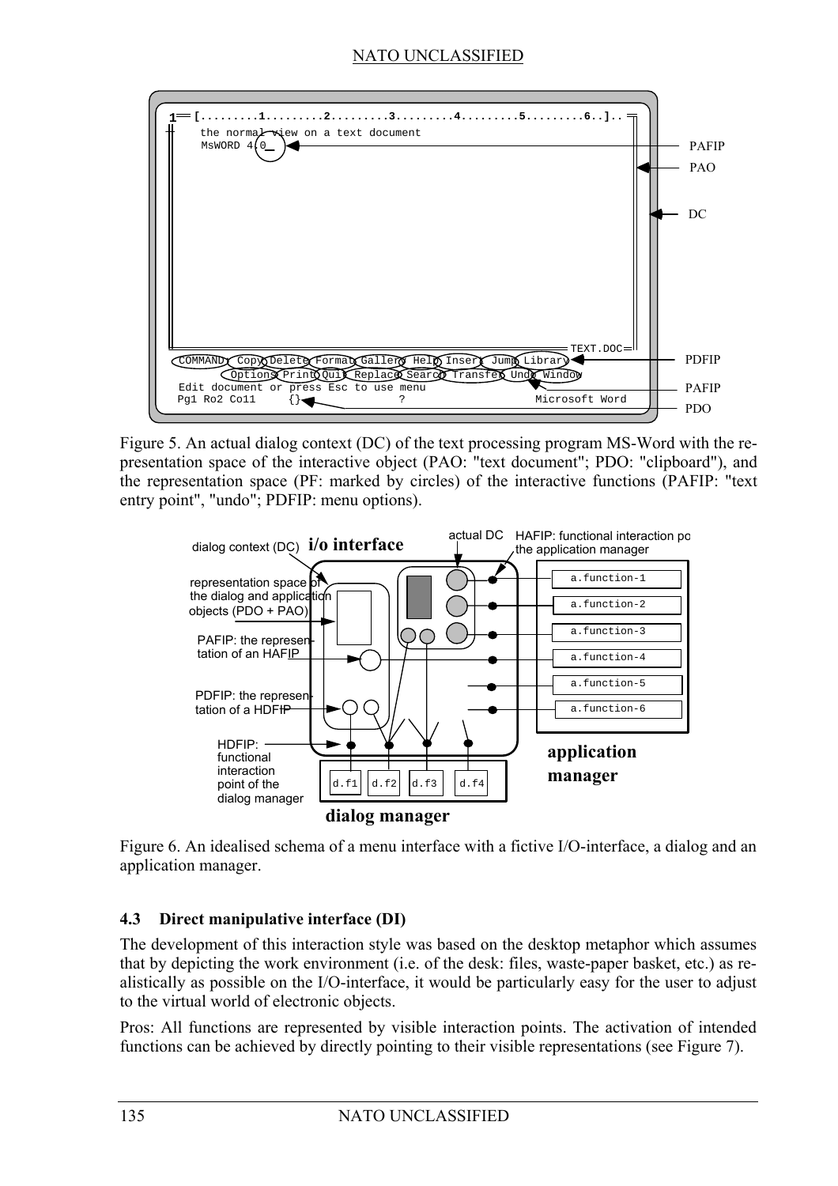Figure 5. An actual dialog context (DC) of the text processing program MS-Word with the representation space of the interactive object (PAO: "text document"; PDO: "clipboard"), and the representation space (PF: marked by circles) of the interactive functions (PAFIP: "text entry point", "undo"; PDFIP: menu options).

Figure 6. An idealised schema of a menu interface with a fictive I/O-interface, a dialog and an application manager.

### 4.3 Direct manipulative interface (DI)

The development of this interaction style was based on the desktop metaphor which assumes that by depicting the work environment (i.e. of the desk: files, waste-paper basket, etc.) as realistically as possible on the I/O-interface, it would be particularly easy for the user to adjust to the virtual world of electronic objects.

Pros: All functions are represented by visible interaction points. The activation of intended functions can be achieved by directly pointing to their visible representations (see Figure 7).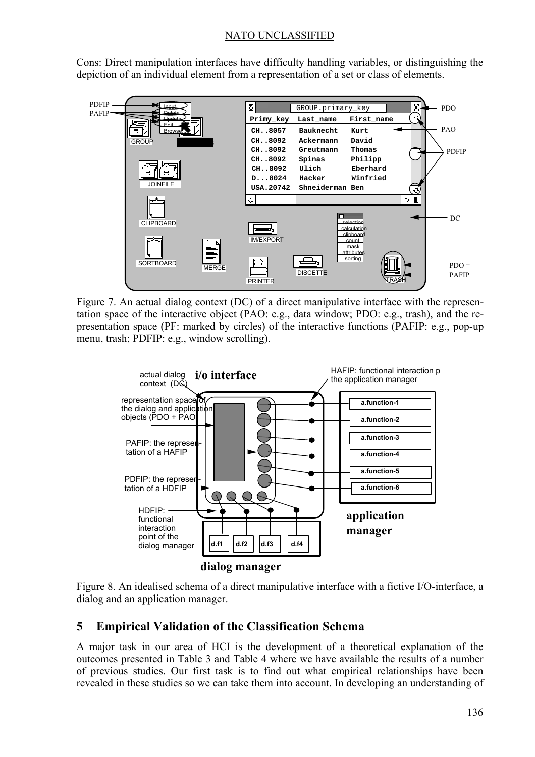Cons: Direct manipulation interfaces have difficulty handling variables, or distinguishing the depiction of an individual element from a representation of a set or class of elements.

Figure 7. An actual dialog context (DC) of a direct manipulative interface with the representation space of the interactive object (PAO: e.g., data window; PDO: e.g., trash), and the representation space (PF: marked by circles) of the interactive functions (PAFIP: e.g., pop-up menu, trash; PDFIP: e.g., window scrolling).

Figure 8. An idealised schema of a direct manipulative interface with a fictive I/O-interface, a dialog and an application manager.

## 5 Empirical Validation of the Classification Schema

A major task in our area of HCI is the development of a theoretical explanation of the outcomes presented in Table 3 and Table 4 where we have available the results of a number of previous studies. Our first task is to find out what empirical relationships have been revealed in these studies so we can take them into account. In developing an understanding of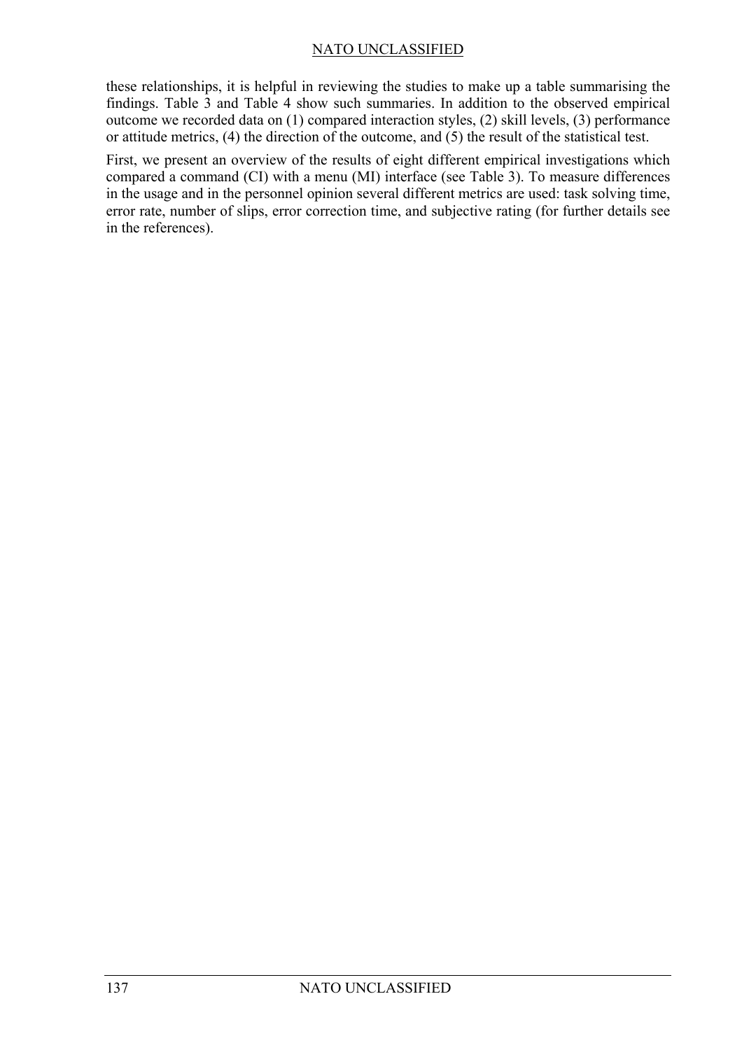these relationships, it is helpful in reviewing the studies to make up a table summarising the findings. Table 3 and Table 4 show such summaries. In addition to the observed empirical outcome we recorded data on (1) compared interaction styles, (2) skill levels, (3) performance or attitude metrics, (4) the direction of the outcome, and (5) the result of the statistical test.

First, we present an overview of the results of eight different empirical investigations which compared a command (CI) with a menu (MI) interface (see Table 3). To measure differences in the usage and in the personnel opinion several different metrics are used: task solving time, error rate, number of slips, error correction time, and subjective rating (for further details see in the references).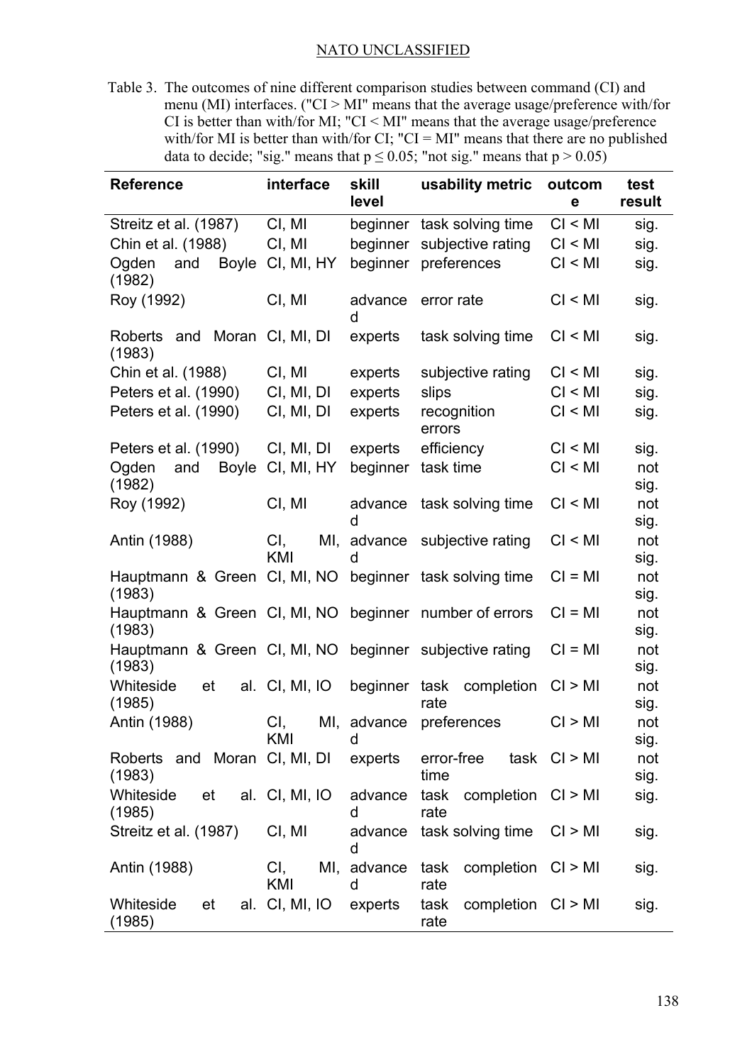Table 3. The outcomes of nine different comparison studies between command (CI) and menu (MI) interfaces. ("CI > MI" means that the average usage/preference with/for CI is better than with/for MI; "CI < MI" means that the average usage/preference with/for MI is better than with/for CI; "CI = MI" means that there are no published data to decide; "sig." means that $p \leq 0.05$; "not sig." means that $p > 0.05$)

| Reference | interface | skill level | usability metric | outcome | test result |
|---|---|---|---|---|---|
| Streitz et al. (1987) | CI, MI | beginner | task solving time | CI < MI | sig. |
| Chin et al. (1988) | CI, MI | beginner | subjective rating | CI < MI | sig. |
| Ogden and Boyle (1982) | CI, MI, HY | beginner | preferences | CI < MI | sig. |
| Roy (1992) | CI, MI | advanced | error rate | CI < MI | sig. |
| Roberts and Moran (1983) | CI, MI, DI | experts | task solving time | CI < MI | sig. |
| Chin et al. (1988) | CI, MI | experts | subjective rating | CI < MI | sig. |
| Peters et al. (1990) | CI, MI, DI | experts | slips | CI < MI | sig. |
| Peters et al. (1990) | CI, MI, DI | experts | recognition errors | CI < MI | sig. |
| Peters et al. (1990) | CI, MI, DI | experts | efficiency | CI < MI | sig. |
| Ogden and Boyle (1982) | CI, MI, HY | beginner | task time | CI < MI | not sig. |
| Roy (1992) | CI, MI | advanced | task solving time | CI < MI | not sig. |
| Antin (1988) | CI, MI, KMI | advanced | subjective rating | CI < MI | not sig. |
| Hauptmann & Green (1983) | CI, MI, NO | beginner | task solving time | CI = MI | not sig. |
| Hauptmann & Green (1983) | CI, MI, NO | beginner | number of errors | CI = MI | not sig. |
| Hauptmann & Green (1983) | CI, MI, NO | beginner | subjective rating | CI = MI | not sig. |
| Whiteside et al. (1985) | CI, MI, IO | beginner | task completion rate | CI > MI | not sig. |
| Antin (1988) | CI, MI, KMI | advanced | preferences | CI > MI | not sig. |
| Roberts and Moran (1983) | CI, MI, DI | experts | error-free task time | CI > MI | not sig. |
| Whiteside et al. (1985) | CI, MI, IO | advanced | task completion rate | CI > MI | sig. |
| Streitz et al. (1987) | CI, MI | advanced | task solving time | CI > MI | sig. |
| Antin (1988) | CI, MI, KMI | advanced | task completion rate | CI > MI | sig. |
| Whiteside et al. (1985) | CI, MI, IO | experts | task completion rate | CI > MI | sig. |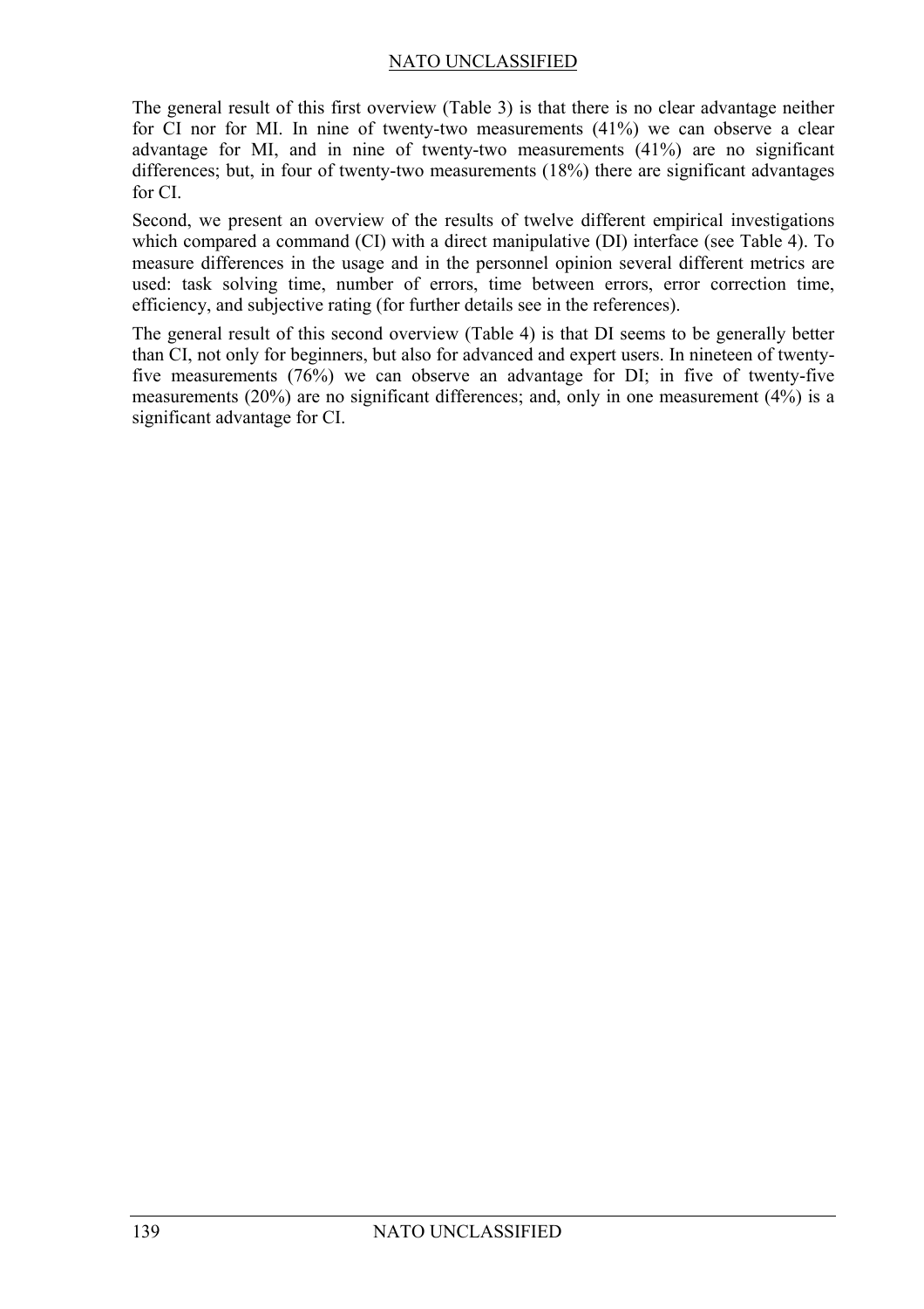The general result of this first overview (Table 3) is that there is no clear advantage neither for CI nor for MI. In nine of twenty-two measurements (41%) we can observe a clear advantage for MI, and in nine of twenty-two measurements (41%) are no significant differences; but, in four of twenty-two measurements (18%) there are significant advantages for CI.

Second, we present an overview of the results of twelve different empirical investigations which compared a command (CI) with a direct manipulative (DI) interface (see Table 4). To measure differences in the usage and in the personnel opinion several different metrics are used: task solving time, number of errors, time between errors, error correction time, efficiency, and subjective rating (for further details see in the references).

The general result of this second overview (Table 4) is that DI seems to be generally better than CI, not only for beginners, but also for advanced and expert users. In nineteen of twenty-five measurements (76%) we can observe an advantage for DI; in five of twenty-five measurements (20%) are no significant differences; and, only in one measurement (4%) is a significant advantage for CI.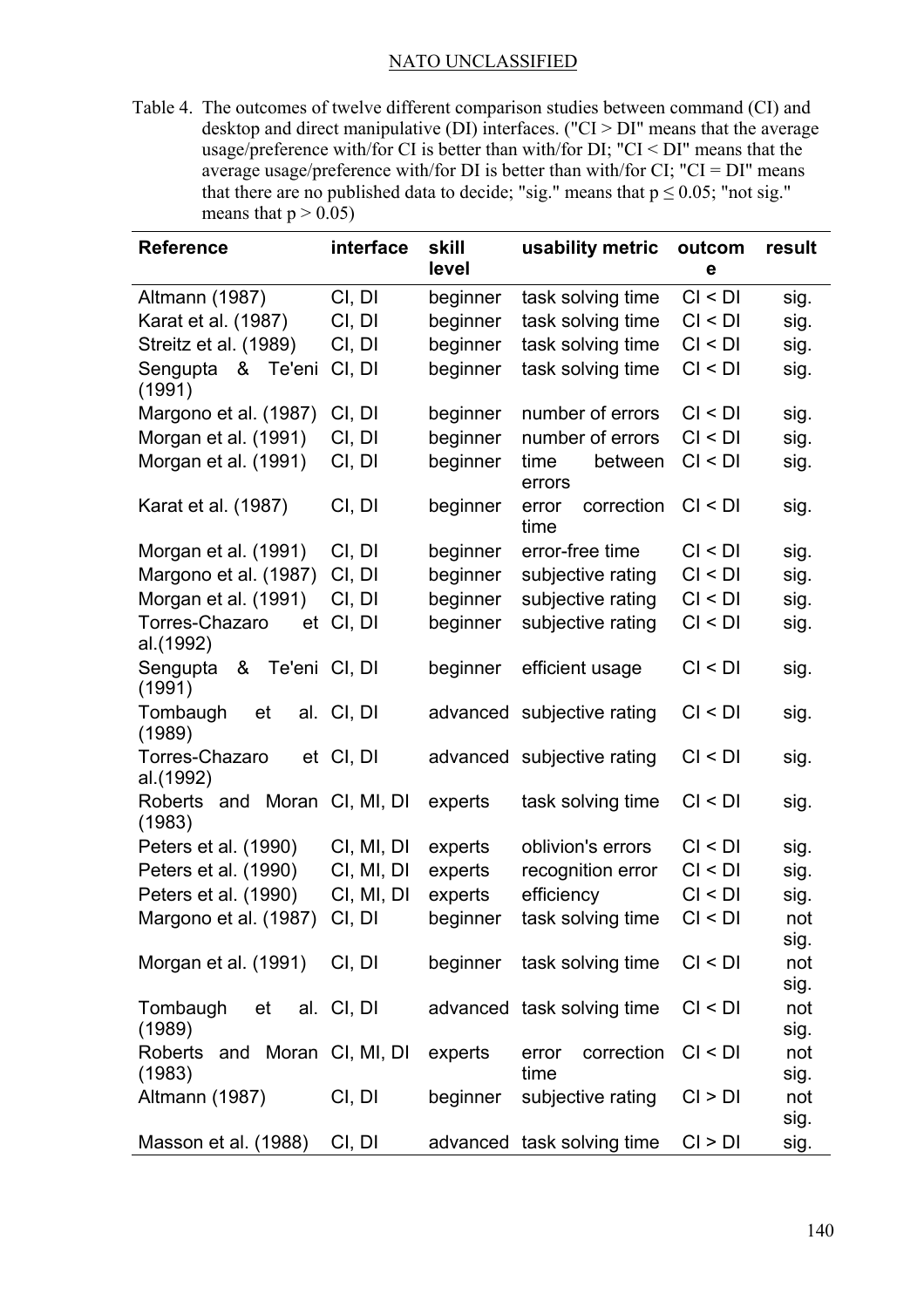NATO UNCLASSIFIED

Table 4. The outcomes of twelve different comparison studies between command (CI) and desktop and direct manipulative (DI) interfaces. ("CI > DI" means that the average usage/preference with/for CI is better than with/for DI; "CI < DI" means that the average usage/preference with/for DI is better than with/for CI; "CI = DI" means that there are no published data to decide; "sig." means that $p \leq 0.05$; "not sig." means that $p > 0.05$)

| Reference | interface | skill level | usability metric | outcome | result |
|---|---|---|---|---|---|
| Altmann (1987) | CI, DI | beginner | task solving time | CI < DI | sig. |
| Karat et al. (1987) | CI, DI | beginner | task solving time | CI < DI | sig. |
| Streitz et al. (1989) | CI, DI | beginner | task solving time | CI < DI | sig. |
| Sengupta & Te'eni (1991) | CI, DI | beginner | task solving time | CI < DI | sig. |
| Margono et al. (1987) | CI, DI | beginner | number of errors | CI < DI | sig. |
| Morgan et al. (1991) | CI, DI | beginner | number of errors | CI < DI | sig. |
| Morgan et al. (1991) | CI, DI | beginner | time between errors | CI < DI | sig. |
| Karat et al. (1987) | CI, DI | beginner | error correction time | CI < DI | sig. |
| Morgan et al. (1991) | CI, DI | beginner | error-free time | CI < DI | sig. |
| Margono et al. (1987) | CI, DI | beginner | subjective rating | CI < DI | sig. |
| Morgan et al. (1991) | CI, DI | beginner | subjective rating | CI < DI | sig. |
| Torres-Chazaro et al.(1992) | CI, DI | beginner | subjective rating | CI < DI | sig. |
| Sengupta & Te'eni (1991) | CI, DI | beginner | efficient usage | CI < DI | sig. |
| Tombaugh et al. (1989) | CI, DI | advanced | subjective rating | CI < DI | sig. |
| Torres-Chazaro et al.(1992) | CI, DI | advanced | subjective rating | CI < DI | sig. |
| Roberts and Moran (1983) | CI, MI, DI | experts | task solving time | CI < DI | sig. |
| Peters et al. (1990) | CI, MI, DI | experts | oblivion's errors | CI < DI | sig. |
| Peters et al. (1990) | CI, MI, DI | experts | recognition error | CI < DI | sig. |
| Peters et al. (1990) | CI, MI, DI | experts | efficiency | CI < DI | sig. |
| Margono et al. (1987) | CI, DI | beginner | task solving time | CI < DI | not sig. |
| Morgan et al. (1991) | CI, DI | beginner | task solving time | CI < DI | not sig. |
| Tombaugh et al. (1989) | CI, DI | advanced | task solving time | CI < DI | not sig. |
| Roberts and Moran (1983) | CI, MI, DI | experts | error correction time | CI < DI | not sig. |
| Altmann (1987) | CI, DI | beginner | subjective rating | CI > DI | not sig. |
| Masson et al. (1988) | CI, DI | advanced | task solving time | CI > DI | sig. |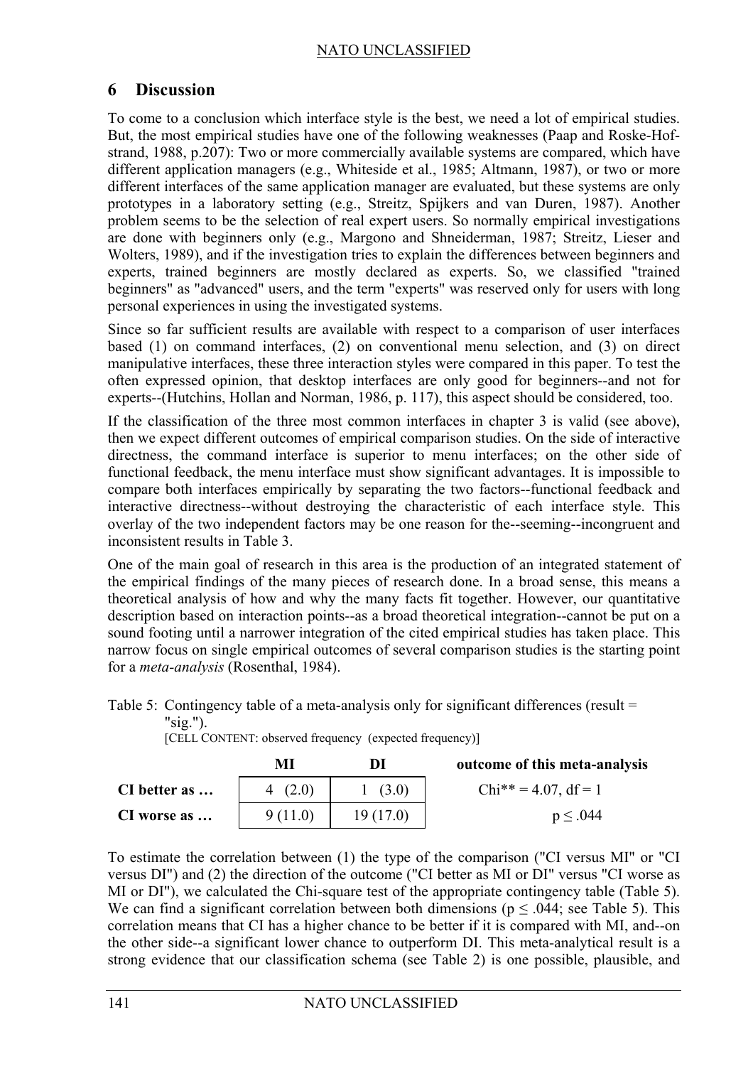## 6 Discussion

To come to a conclusion which interface style is the best, we need a lot of empirical studies. But, the most empirical studies have one of the following weaknesses (Paap and Roske-Hofstrand, 1988, p.207): Two or more commercially available systems are compared, which have different application managers (e.g., Whiteside et al., 1985; Altmann, 1987), or two or more different interfaces of the same application manager are evaluated, but these systems are only prototypes in a laboratory setting (e.g., Streitz, Spijkers and van Duren, 1987). Another problem seems to be the selection of real expert users. So normally empirical investigations are done with beginners only (e.g., Margono and Shneiderman, 1987; Streitz, Lieser and Wolters, 1989), and if the investigation tries to explain the differences between beginners and experts, trained beginners are mostly declared as experts. So, we classified "trained beginners" as "advanced" users, and the term "experts" was reserved only for users with long personal experiences in using the investigated systems.

Since so far sufficient results are available with respect to a comparison of user interfaces based (1) on command interfaces, (2) on conventional menu selection, and (3) on direct manipulative interfaces, these three interaction styles were compared in this paper. To test the often expressed opinion, that desktop interfaces are only good for beginners--and not for experts--(Hutchins, Hollan and Norman, 1986, p. 117), this aspect should be considered, too.

If the classification of the three most common interfaces in chapter 3 is valid (see above), then we expect different outcomes of empirical comparison studies. On the side of interactive directness, the command interface is superior to menu interfaces; on the other side of functional feedback, the menu interface must show significant advantages. It is impossible to compare both interfaces empirically by separating the two factors--functional feedback and interactive directness--without destroying the characteristic of each interface style. This overlay of the two independent factors may be one reason for the--seeming--incongruent and inconsistent results in Table 3.

One of the main goal of research in this area is the production of an integrated statement of the empirical findings of the many pieces of research done. In a broad sense, this means a theoretical analysis of how and why the many facts fit together. However, our quantitative description based on interaction points--as a broad theoretical integration--cannot be put on a sound footing until a narrower integration of the cited empirical studies has taken place. This narrow focus on single empirical outcomes of several comparison studies is the starting point for a *meta-analysis* (Rosenthal, 1984).

Table 5: Contingency table of a meta-analysis only for significant differences (result = "sig.").
[CELL CONTENT: observed frequency (expected frequency)]

| | MI | DI | outcome of this meta-analysis |
|---|---|---|---|
| **CI better as …** | 4 (2.0) | 1 (3.0) | Chi** = 4.07, df = 1 |
| **CI worse as …** | 9 (11.0) | 19 (17.0) | $p \leq .044$ |

To estimate the correlation between (1) the type of the comparison ("CI versus MI" or "CI versus DI") and (2) the direction of the outcome ("CI better as MI or DI" versus "CI worse as MI or DI"), we calculated the Chi-square test of the appropriate contingency table (Table 5). We can find a significant correlation between both dimensions ($p \leq .044$; see Table 5). This correlation means that CI has a higher chance to be better if it is compared with MI, and--on the other side--a significant lower chance to outperform DI. This meta-analytical result is a strong evidence that our classification schema (see Table 2) is one possible, plausible, and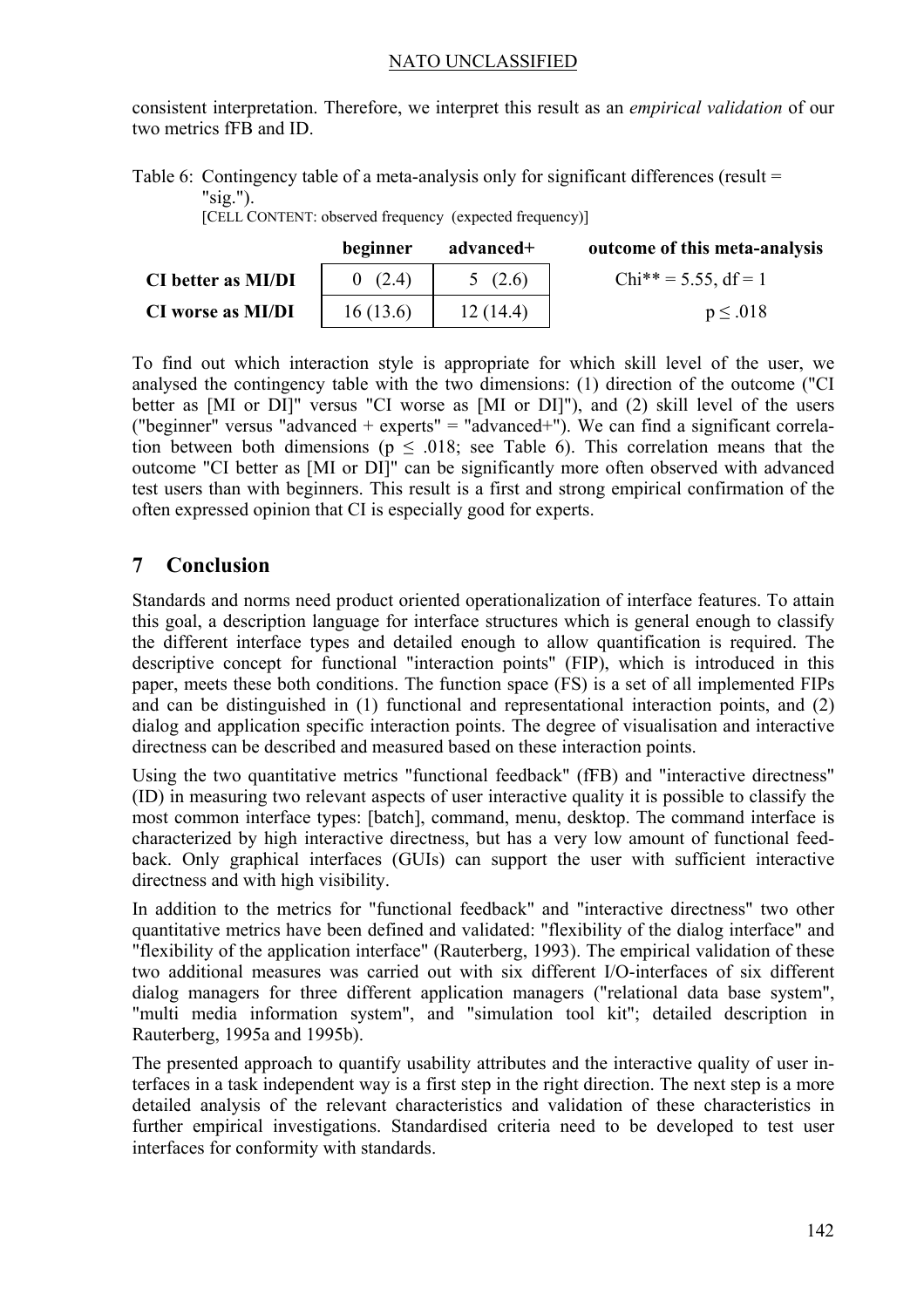consistent interpretation. Therefore, we interpret this result as an *empirical validation* of our two metrics fFB and ID.

Table 6: Contingency table of a meta-analysis only for significant differences (result = "sig.").
[CELL CONTENT: observed frequency (expected frequency)]

| | beginner | advanced+ | outcome of this meta-analysis |
|---|---|---|---|
| **CI better as MI/DI** | 0 (2.4) | 5 (2.6) | Chi** = 5.55, df = 1 |
| **CI worse as MI/DI** | 16 (13.6) | 12 (14.4) | $p \leq .018$ |

To find out which interaction style is appropriate for which skill level of the user, we analysed the contingency table with the two dimensions: (1) direction of the outcome ("CI better as [MI or DI]" versus "CI worse as [MI or DI]"), and (2) skill level of the users ("beginner" versus "advanced + experts" = "advanced+"). We can find a significant correlation between both dimensions ($p \leq .018$; see Table 6). This correlation means that the outcome "CI better as [MI or DI]" can be significantly more often observed with advanced test users than with beginners. This result is a first and strong empirical confirmation of the often expressed opinion that CI is especially good for experts.

## 7 Conclusion

Standards and norms need product oriented operationalization of interface features. To attain this goal, a description language for interface structures which is general enough to classify the different interface types and detailed enough to allow quantification is required. The descriptive concept for functional "interaction points" (FIP), which is introduced in this paper, meets these both conditions. The function space (FS) is a set of all implemented FIPs and can be distinguished in (1) functional and representational interaction points, and (2) dialog and application specific interaction points. The degree of visualisation and interactive directness can be described and measured based on these interaction points.

Using the two quantitative metrics "functional feedback" (fFB) and "interactive directness" (ID) in measuring two relevant aspects of user interactive quality it is possible to classify the most common interface types: [batch], command, menu, desktop. The command interface is characterized by high interactive directness, but has a very low amount of functional feedback. Only graphical interfaces (GUIs) can support the user with sufficient interactive directness and with high visibility.

In addition to the metrics for "functional feedback" and "interactive directness" two other quantitative metrics have been defined and validated: "flexibility of the dialog interface" and "flexibility of the application interface" (Rauterberg, 1993). The empirical validation of these two additional measures was carried out with six different I/O-interfaces of six different dialog managers for three different application managers ("relational data base system", "multi media information system", and "simulation tool kit"; detailed description in Rauterberg, 1995a and 1995b).

The presented approach to quantify usability attributes and the interactive quality of user interfaces in a task independent way is a first step in the right direction. The next step is a more detailed analysis of the relevant characteristics and validation of these characteristics in further empirical investigations. Standardised criteria need to be developed to test user interfaces for conformity with standards.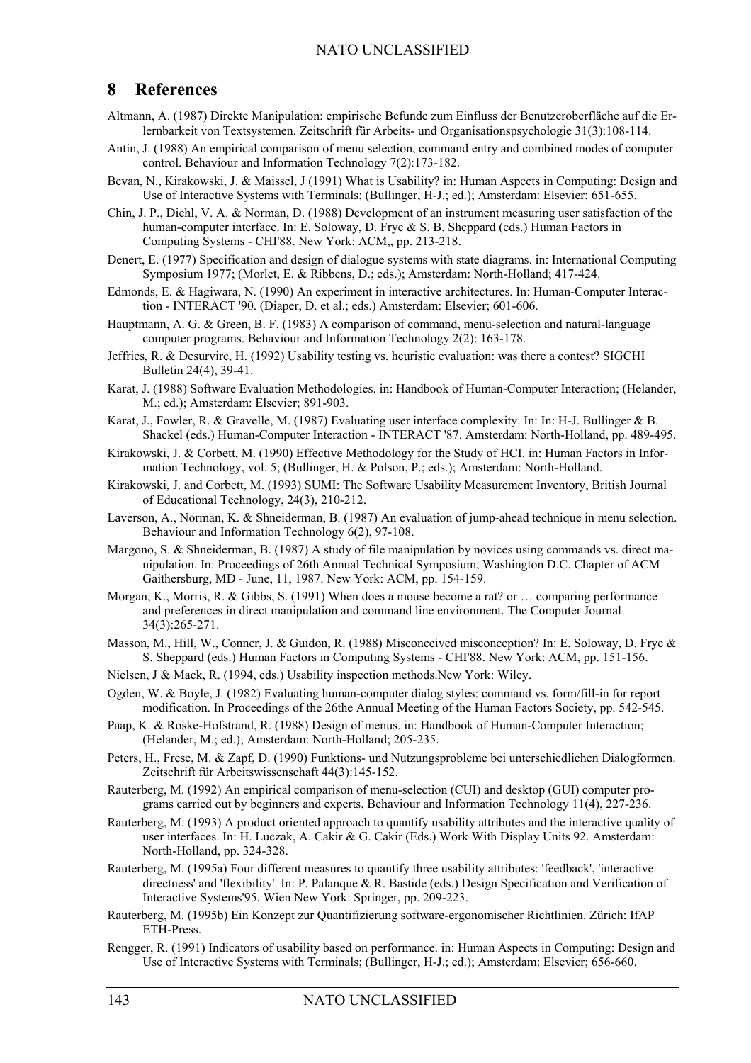# 8 References

Altmann, A. (1987) Direkte Manipulation: empirische Befunde zum Einfluss der Benutzeroberfläche auf die Erlernbarkeit von Textsystemen. Zeitschrift für Arbeits- und Organisationspsychologie 31(3):108-114.

Antin, J. (1988) An empirical comparison of menu selection, command entry and combined modes of computer control. Behaviour and Information Technology 7(2):173-182.

Bevan, N., Kirakowski, J. & Maissel, J (1991) What is Usability? in: Human Aspects in Computing: Design and Use of Interactive Systems with Terminals; (Bullinger, H-J.; ed.); Amsterdam: Elsevier; 651-655.

Chin, J. P., Diehl, V. A. & Norman, D. (1988) Development of an instrument measuring user satisfaction of the human-computer interface. In: E. Soloway, D. Frye & S. B. Sheppard (eds.) Human Factors in Computing Systems - CHI'88. New York: ACM,, pp. 213-218.

Denert, E. (1977) Specification and design of dialogue systems with state diagrams. in: International Computing Symposium 1977; (Morlet, E. & Ribbens, D.; eds.); Amsterdam: North-Holland; 417-424.

Edmonds, E. & Hagiwara, N. (1990) An experiment in interactive architectures. In: Human-Computer Interaction - INTERACT '90. (Diaper, D. et al.; eds.) Amsterdam: Elsevier; 601-606.

Hauptmann, A. G. & Green, B. F. (1983) A comparison of command, menu-selection and natural-language computer programs. Behaviour and Information Technology 2(2): 163-178.

Jeffries, R. & Desurvire, H. (1992) Usability testing vs. heuristic evaluation: was there a contest? SIGCHI Bulletin 24(4), 39-41.

Karat, J. (1988) Software Evaluation Methodologies. in: Handbook of Human-Computer Interaction; (Helander, M.; ed.); Amsterdam: Elsevier; 891-903.

Karat, J., Fowler, R. & Gravelle, M. (1987) Evaluating user interface complexity. In: In: H-J. Bullinger & B. Shackel (eds.) Human-Computer Interaction - INTERACT '87. Amsterdam: North-Holland, pp. 489-495.

Kirakowski, J. & Corbett, M. (1990) Effective Methodology for the Study of HCI. in: Human Factors in Information Technology, vol. 5; (Bullinger, H. & Polson, P.; eds.); Amsterdam: North-Holland.

Kirakowski, J. and Corbett, M. (1993) SUMI: The Software Usability Measurement Inventory, British Journal of Educational Technology, 24(3), 210-212.

Laverson, A., Norman, K. & Shneiderman, B. (1987) An evaluation of jump-ahead technique in menu selection. Behaviour and Information Technology 6(2), 97-108.

Margono, S. & Shneiderman, B. (1987) A study of file manipulation by novices using commands vs. direct manipulation. In: Proceedings of 26th Annual Technical Symposium, Washington D.C. Chapter of ACM Gaithersburg, MD - June, 11, 1987. New York: ACM, pp. 154-159.

Morgan, K., Morris, R. & Gibbs, S. (1991) When does a mouse become a rat? or … comparing performance and preferences in direct manipulation and command line environment. The Computer Journal 34(3):265-271.

Masson, M., Hill, W., Conner, J. & Guidon, R. (1988) Misconceived misconception? In: E. Soloway, D. Frye & S. Sheppard (eds.) Human Factors in Computing Systems - CHI'88. New York: ACM, pp. 151-156.

Nielsen, J & Mack, R. (1994, eds.) Usability inspection methods.New York: Wiley.

Ogden, W. & Boyle, J. (1982) Evaluating human-computer dialog styles: command vs. form/fill-in for report modification. In Proceedings of the 26the Annual Meeting of the Human Factors Society, pp. 542-545.

Paap, K. & Roske-Hofstrand, R. (1988) Design of menus. in: Handbook of Human-Computer Interaction; (Helander, M.; ed.); Amsterdam: North-Holland; 205-235.

Peters, H., Frese, M. & Zapf, D. (1990) Funktions- und Nutzungsprobleme bei unterschiedlichen Dialogformen. Zeitschrift für Arbeitswissenschaft 44(3):145-152.

Rauterberg, M. (1992) An empirical comparison of menu-selection (CUI) and desktop (GUI) computer programs carried out by beginners and experts. Behaviour and Information Technology 11(4), 227-236.

Rauterberg, M. (1993) A product oriented approach to quantify usability attributes and the interactive quality of user interfaces. In: H. Luczak, A. Cakir & G. Cakir (Eds.) Work With Display Units 92. Amsterdam: North-Holland, pp. 324-328.

Rauterberg, M. (1995a) Four different measures to quantify three usability attributes: 'feedback', 'interactive directness' and 'flexibility'. In: P. Palanque & R. Bastide (eds.) Design Specification and Verification of Interactive Systems'95. Wien New York: Springer, pp. 209-223.

Rauterberg, M. (1995b) Ein Konzept zur Quantifizierung software-ergonomischer Richtlinien. Zürich: IfAP ETH-Press.

Rengger, R. (1991) Indicators of usability based on performance. in: Human Aspects in Computing: Design and Use of Interactive Systems with Terminals; (Bullinger, H-J.; ed.); Amsterdam: Elsevier; 656-660.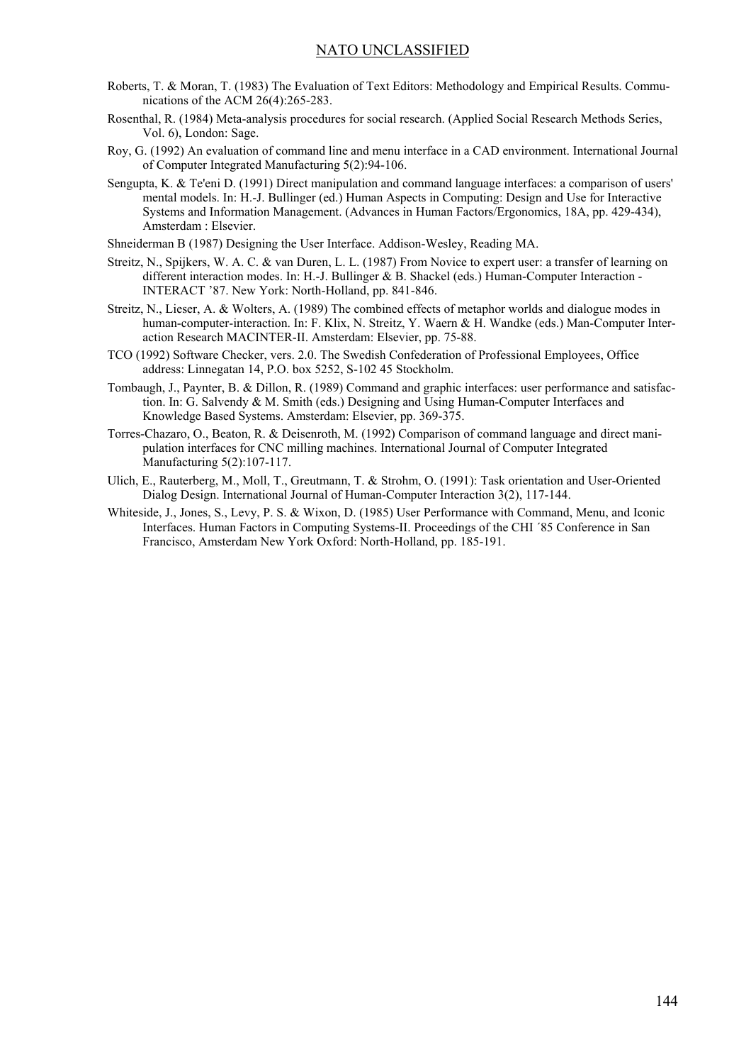Roberts, T. & Moran, T. (1983) The Evaluation of Text Editors: Methodology and Empirical Results. Communications of the ACM 26(4):265-283.

Rosenthal, R. (1984) Meta-analysis procedures for social research. (Applied Social Research Methods Series, Vol. 6), London: Sage.

Roy, G. (1992) An evaluation of command line and menu interface in a CAD environment. International Journal of Computer Integrated Manufacturing 5(2):94-106.

Sengupta, K. & Te'eni D. (1991) Direct manipulation and command language interfaces: a comparison of users' mental models. In: H.-J. Bullinger (ed.) Human Aspects in Computing: Design and Use for Interactive Systems and Information Management. (Advances in Human Factors/Ergonomics, 18A, pp. 429-434), Amsterdam : Elsevier.

Shneiderman B (1987) Designing the User Interface. Addison-Wesley, Reading MA.

Streitz, N., Spijkers, W. A. C. & van Duren, L. L. (1987) From Novice to expert user: a transfer of learning on different interaction modes. In: H.-J. Bullinger & B. Shackel (eds.) Human-Computer Interaction - INTERACT '87. New York: North-Holland, pp. 841-846.

Streitz, N., Lieser, A. & Wolters, A. (1989) The combined effects of metaphor worlds and dialogue modes in human-computer-interaction. In: F. Klix, N. Streitz, Y. Waern & H. Wandke (eds.) Man-Computer Interaction Research MACINTER-II. Amsterdam: Elsevier, pp. 75-88.

TCO (1992) Software Checker, vers. 2.0. The Swedish Confederation of Professional Employees, Office address: Linnegatan 14, P.O. box 5252, S-102 45 Stockholm.

Tombaugh, J., Paynter, B. & Dillon, R. (1989) Command and graphic interfaces: user performance and satisfaction. In: G. Salvendy & M. Smith (eds.) Designing and Using Human-Computer Interfaces and Knowledge Based Systems. Amsterdam: Elsevier, pp. 369-375.

Torres-Chazaro, O., Beaton, R. & Deisenroth, M. (1992) Comparison of command language and direct manipulation interfaces for CNC milling machines. International Journal of Computer Integrated Manufacturing 5(2):107-117.

Ulich, E., Rauterberg, M., Moll, T., Greutmann, T. & Strohm, O. (1991): Task orientation and User-Oriented Dialog Design. International Journal of Human-Computer Interaction 3(2), 117-144.

Whiteside, J., Jones, S., Levy, P. S. & Wixon, D. (1985) User Performance with Command, Menu, and Iconic Interfaces. Human Factors in Computing Systems-II. Proceedings of the CHI ´85 Conference in San Francisco, Amsterdam New York Oxford: North-Holland, pp. 185-191.